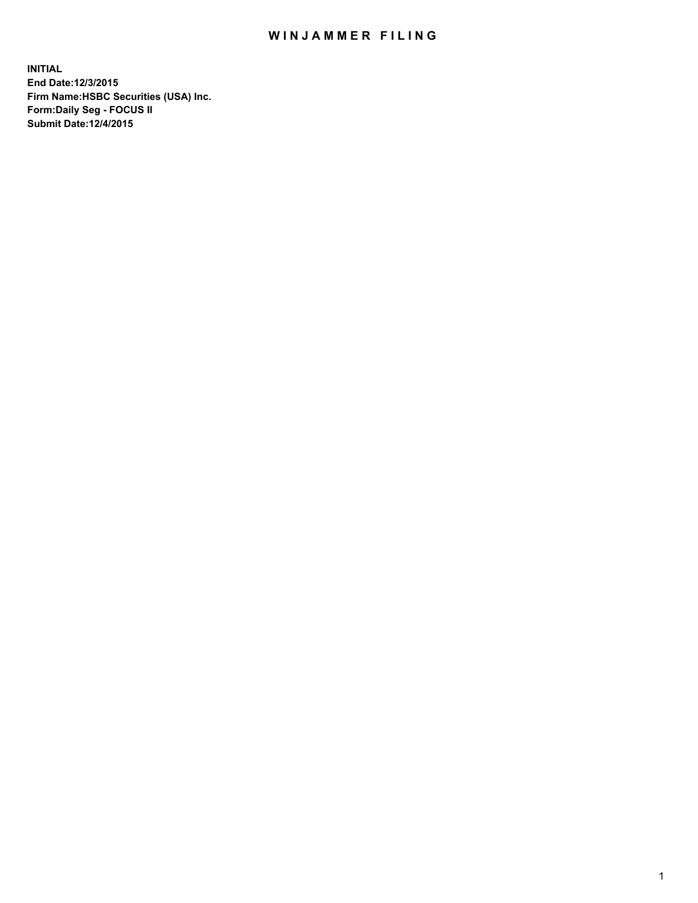# WINJAMMER FILING

**INITIAL**
**End Date:12/3/2015**
**Firm Name:HSBC Securities (USA) Inc.**
**Form:Daily Seg - FOCUS II**
**Submit Date:12/4/2015**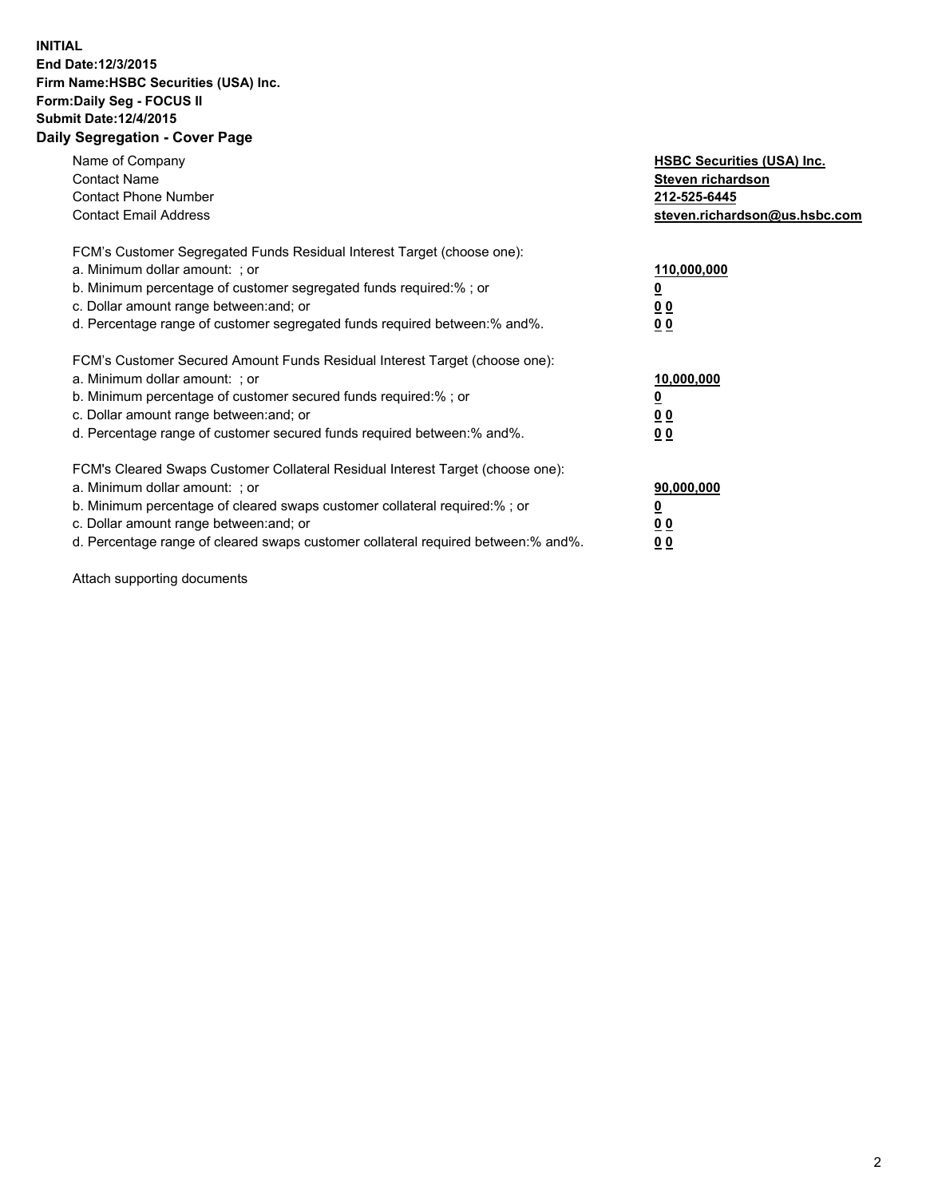**INITIAL**
**End Date:12/3/2015**
**Firm Name:HSBC Securities (USA) Inc.**
**Form:Daily Seg - FOCUS II**
**Submit Date:12/4/2015**

## Daily Segregation - Cover Page

| | |
|---|---|
| Name of Company | **HSBC Securities (USA) Inc.** |
| Contact Name | **Steven richardson** |
| Contact Phone Number | **212-525-6445** |
| Contact Email Address | **steven.richardson@us.hsbc.com** |

| | |
|---|---|
| FCM's Customer Segregated Funds Residual Interest Target (choose one): | |
| a. Minimum dollar amount: ; or | **110,000,000** |
| b. Minimum percentage of customer segregated funds required:% ; or | **0** |
| c. Dollar amount range between:and; or | **0 0** |
| d. Percentage range of customer segregated funds required between:% and%. | **0 0** |

| | |
|---|---|
| FCM's Customer Secured Amount Funds Residual Interest Target (choose one): | |
| a. Minimum dollar amount: ; or | **10,000,000** |
| b. Minimum percentage of customer secured funds required:% ; or | **0** |
| c. Dollar amount range between:and; or | **0 0** |
| d. Percentage range of customer secured funds required between:% and%. | **0 0** |

| | |
|---|---|
| FCM's Cleared Swaps Customer Collateral Residual Interest Target (choose one): | |
| a. Minimum dollar amount: ; or | **90,000,000** |
| b. Minimum percentage of cleared swaps customer collateral required:% ; or | **0** |
| c. Dollar amount range between:and; or | **0 0** |
| d. Percentage range of cleared swaps customer collateral required between:% and%. | **0 0** |

Attach supporting documents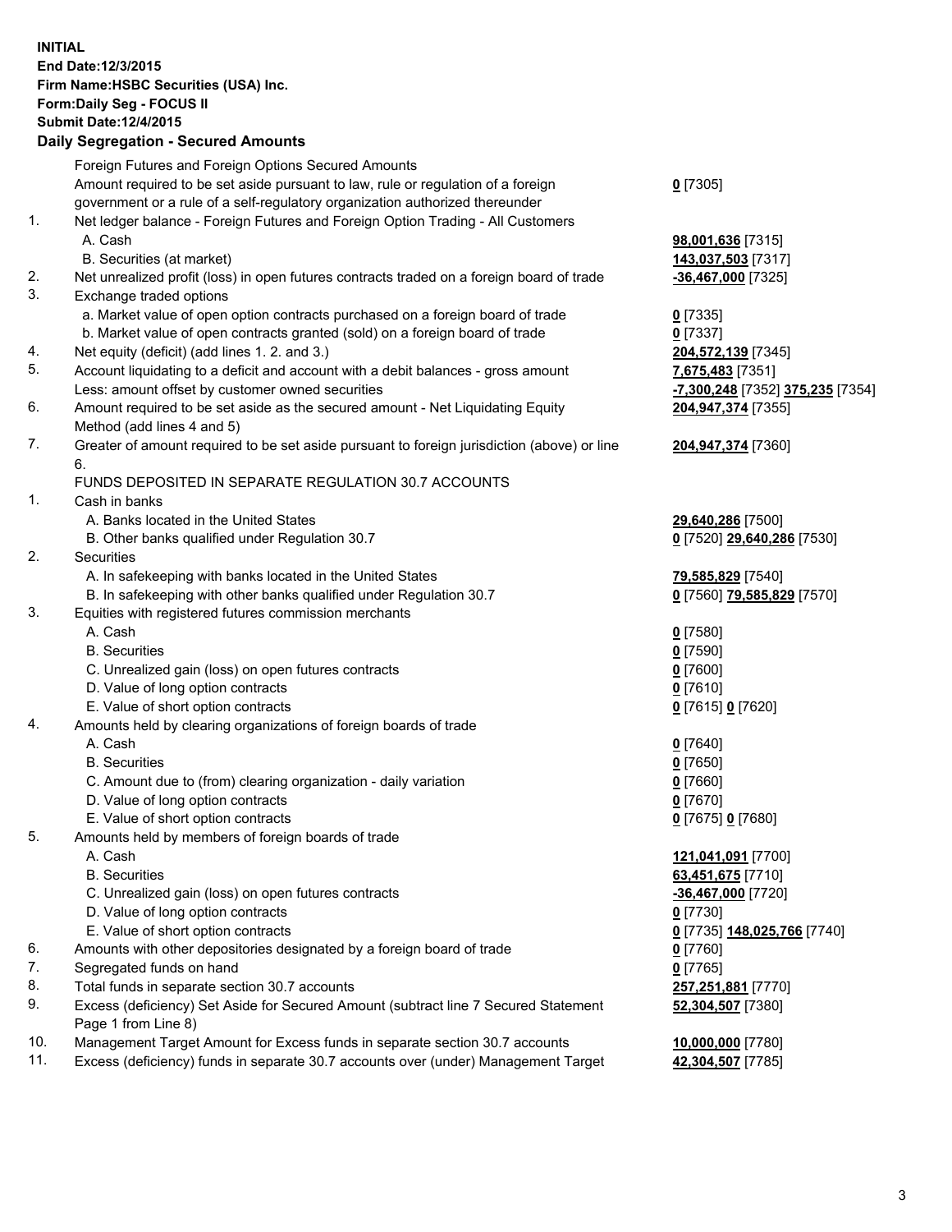**INITIAL**
**End Date:12/3/2015**
**Firm Name:HSBC Securities (USA) Inc.**
**Form:Daily Seg - FOCUS II**
**Submit Date:12/4/2015**

## Daily Segregation - Secured Amounts

| | | |
|---|---|---|
| | Foreign Futures and Foreign Options Secured Amounts | |
| | Amount required to be set aside pursuant to law, rule or regulation of a foreign government or a rule of a self-regulatory organization authorized thereunder | **0** [7305] |
| 1. | Net ledger balance - Foreign Futures and Foreign Option Trading - All Customers | |
| | A. Cash | **98,001,636** [7315] |
| | B. Securities (at market) | **143,037,503** [7317] |
| 2. | Net unrealized profit (loss) in open futures contracts traded on a foreign board of trade | **-36,467,000** [7325] |
| 3. | Exchange traded options | |
| | a. Market value of open option contracts purchased on a foreign board of trade | **0** [7335] |
| | b. Market value of open contracts granted (sold) on a foreign board of trade | **0** [7337] |
| 4. | Net equity (deficit) (add lines 1. 2. and 3.) | **204,572,139** [7345] |
| 5. | Account liquidating to a deficit and account with a debit balances - gross amount | **7,675,483** [7351] |
| | Less: amount offset by customer owned securities | **-7,300,248** [7352] **375,235** [7354] |
| 6. | Amount required to be set aside as the secured amount - Net Liquidating Equity Method (add lines 4 and 5) | **204,947,374** [7355] |
| 7. | Greater of amount required to be set aside pursuant to foreign jurisdiction (above) or line 6. | **204,947,374** [7360] |
| | FUNDS DEPOSITED IN SEPARATE REGULATION 30.7 ACCOUNTS | |
| 1. | Cash in banks | |
| | A. Banks located in the United States | **29,640,286** [7500] |
| | B. Other banks qualified under Regulation 30.7 | **0** [7520] **29,640,286** [7530] |
| 2. | Securities | |
| | A. In safekeeping with banks located in the United States | **79,585,829** [7540] |
| | B. In safekeeping with other banks qualified under Regulation 30.7 | **0** [7560] **79,585,829** [7570] |
| 3. | Equities with registered futures commission merchants | |
| | A. Cash | **0** [7580] |
| | B. Securities | **0** [7590] |
| | C. Unrealized gain (loss) on open futures contracts | **0** [7600] |
| | D. Value of long option contracts | **0** [7610] |
| | E. Value of short option contracts | **0** [7615] **0** [7620] |
| 4. | Amounts held by clearing organizations of foreign boards of trade | |
| | A. Cash | **0** [7640] |
| | B. Securities | **0** [7650] |
| | C. Amount due to (from) clearing organization - daily variation | **0** [7660] |
| | D. Value of long option contracts | **0** [7670] |
| | E. Value of short option contracts | **0** [7675] **0** [7680] |
| 5. | Amounts held by members of foreign boards of trade | |
| | A. Cash | **121,041,091** [7700] |
| | B. Securities | **63,451,675** [7710] |
| | C. Unrealized gain (loss) on open futures contracts | **-36,467,000** [7720] |
| | D. Value of long option contracts | **0** [7730] |
| | E. Value of short option contracts | **0** [7735] **148,025,766** [7740] |
| 6. | Amounts with other depositories designated by a foreign board of trade | **0** [7760] |
| 7. | Segregated funds on hand | **0** [7765] |
| 8. | Total funds in separate section 30.7 accounts | **257,251,881** [7770] |
| 9. | Excess (deficiency) Set Aside for Secured Amount (subtract line 7 Secured Statement Page 1 from Line 8) | **52,304,507** [7380] |
| 10. | Management Target Amount for Excess funds in separate section 30.7 accounts | **10,000,000** [7780] |
| 11. | Excess (deficiency) funds in separate 30.7 accounts over (under) Management Target | **42,304,507** [7785] |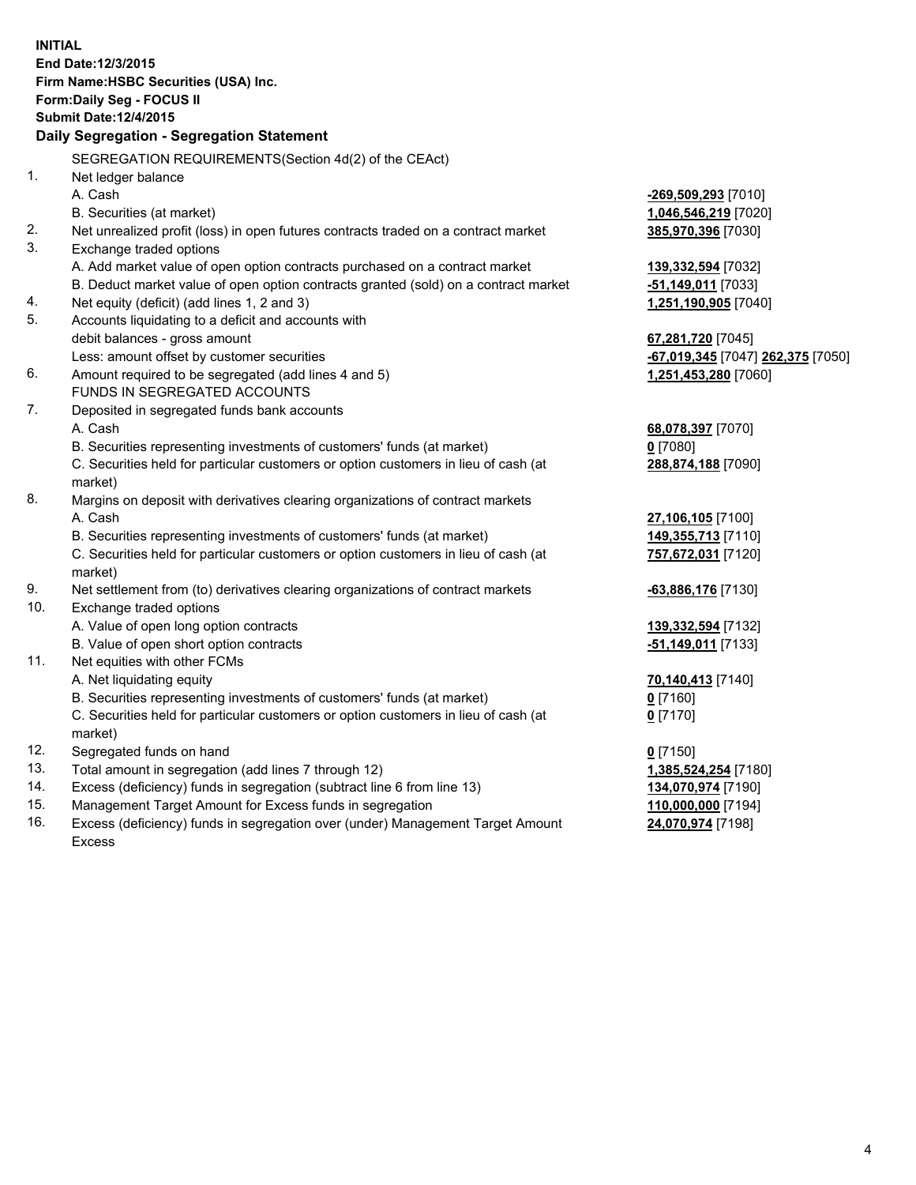**INITIAL**
**End Date:12/3/2015**
**Firm Name:HSBC Securities (USA) Inc.**
**Form:Daily Seg - FOCUS II**
**Submit Date:12/4/2015**

## Daily Segregation - Segregation Statement

SEGREGATION REQUIREMENTS(Section 4d(2) of the CEAct)

| | | |
|---|---|---|
| 1. | Net ledger balance | |
| | A. Cash | **-269,509,293** [7010] |
| | B. Securities (at market) | **1,046,546,219** [7020] |
| 2. | Net unrealized profit (loss) in open futures contracts traded on a contract market | **385,970,396** [7030] |
| 3. | Exchange traded options | |
| | A. Add market value of open option contracts purchased on a contract market | **139,332,594** [7032] |
| | B. Deduct market value of open option contracts granted (sold) on a contract market | **-51,149,011** [7033] |
| 4. | Net equity (deficit) (add lines 1, 2 and 3) | **1,251,190,905** [7040] |
| 5. | Accounts liquidating to a deficit and accounts with debit balances - gross amount | **67,281,720** [7045] |
| | Less: amount offset by customer securities | **-67,019,345** [7047] **262,375** [7050] |
| 6. | Amount required to be segregated (add lines 4 and 5) | **1,251,453,280** [7060] |
| | FUNDS IN SEGREGATED ACCOUNTS | |
| 7. | Deposited in segregated funds bank accounts | |
| | A. Cash | **68,078,397** [7070] |
| | B. Securities representing investments of customers' funds (at market) | **0** [7080] |
| | C. Securities held for particular customers or option customers in lieu of cash (at market) | **288,874,188** [7090] |
| 8. | Margins on deposit with derivatives clearing organizations of contract markets | |
| | A. Cash | **27,106,105** [7100] |
| | B. Securities representing investments of customers' funds (at market) | **149,355,713** [7110] |
| | C. Securities held for particular customers or option customers in lieu of cash (at market) | **757,672,031** [7120] |
| 9. | Net settlement from (to) derivatives clearing organizations of contract markets | **-63,886,176** [7130] |
| 10. | Exchange traded options | |
| | A. Value of open long option contracts | **139,332,594** [7132] |
| | B. Value of open short option contracts | **-51,149,011** [7133] |
| 11. | Net equities with other FCMs | |
| | A. Net liquidating equity | **70,140,413** [7140] |
| | B. Securities representing investments of customers' funds (at market) | **0** [7160] |
| | C. Securities held for particular customers or option customers in lieu of cash (at market) | **0** [7170] |
| 12. | Segregated funds on hand | **0** [7150] |
| 13. | Total amount in segregation (add lines 7 through 12) | **1,385,524,254** [7180] |
| 14. | Excess (deficiency) funds in segregation (subtract line 6 from line 13) | **134,070,974** [7190] |
| 15. | Management Target Amount for Excess funds in segregation | **110,000,000** [7194] |
| 16. | Excess (deficiency) funds in segregation over (under) Management Target Amount Excess | **24,070,974** [7198] |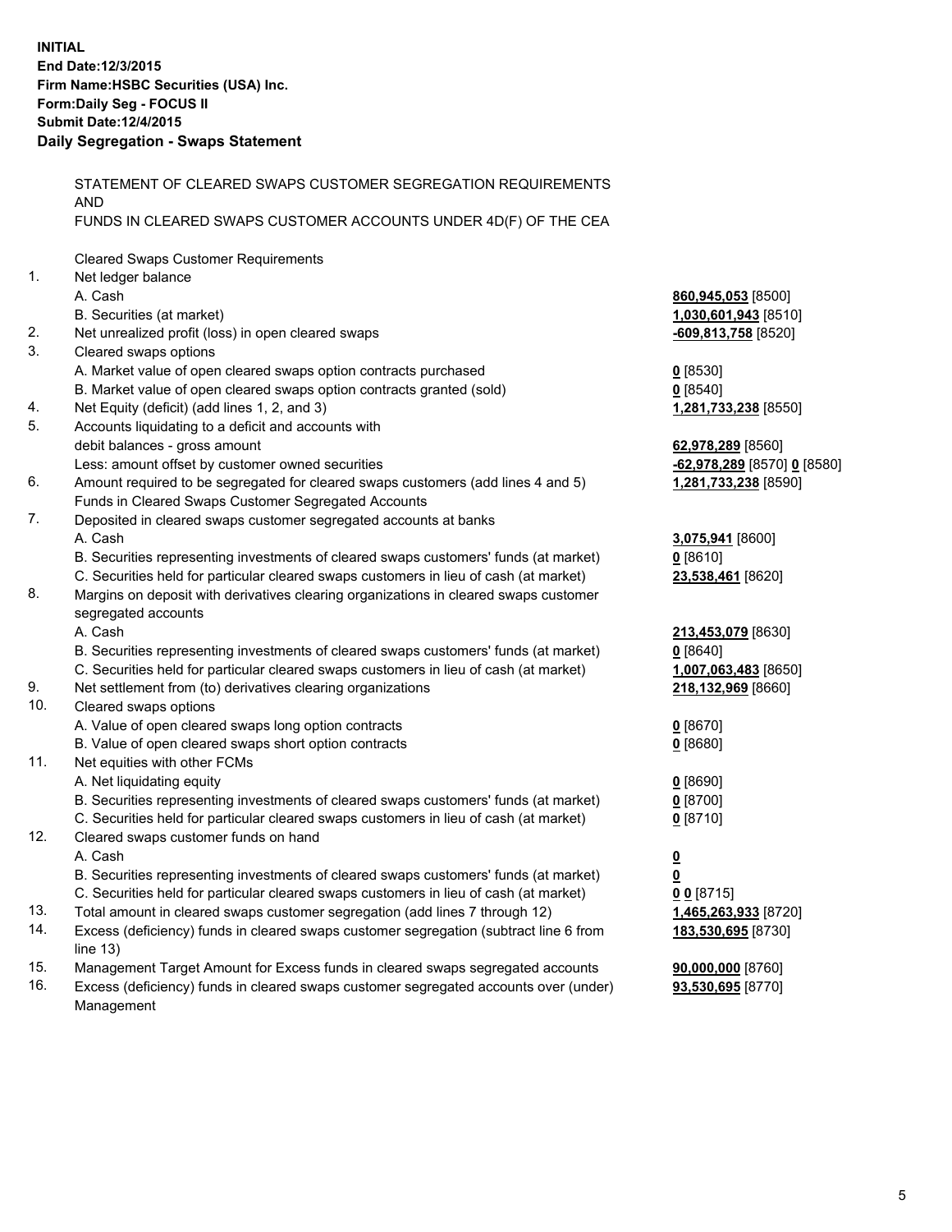**INITIAL**
**End Date:12/3/2015**
**Firm Name:HSBC Securities (USA) Inc.**
**Form:Daily Seg - FOCUS II**
**Submit Date:12/4/2015**
**Daily Segregation - Swaps Statement**

STATEMENT OF CLEARED SWAPS CUSTOMER SEGREGATION REQUIREMENTS AND FUNDS IN CLEARED SWAPS CUSTOMER ACCOUNTS UNDER 4D(F) OF THE CEA

| | | |
|---|---|---|
| | Cleared Swaps Customer Requirements | |
| 1. | Net ledger balance | |
| | A. Cash | **860,945,053** [8500] |
| | B. Securities (at market) | **1,030,601,943** [8510] |
| 2. | Net unrealized profit (loss) in open cleared swaps | **-609,813,758** [8520] |
| 3. | Cleared swaps options | |
| | A. Market value of open cleared swaps option contracts purchased | **0** [8530] |
| | B. Market value of open cleared swaps option contracts granted (sold) | **0** [8540] |
| 4. | Net Equity (deficit) (add lines 1, 2, and 3) | **1,281,733,238** [8550] |
| 5. | Accounts liquidating to a deficit and accounts with debit balances - gross amount | **62,978,289** [8560] |
| | Less: amount offset by customer owned securities | **-62,978,289** [8570] **0** [8580] |
| 6. | Amount required to be segregated for cleared swaps customers (add lines 4 and 5) | **1,281,733,238** [8590] |
| | Funds in Cleared Swaps Customer Segregated Accounts | |
| 7. | Deposited in cleared swaps customer segregated accounts at banks | |
| | A. Cash | **3,075,941** [8600] |
| | B. Securities representing investments of cleared swaps customers' funds (at market) | **0** [8610] |
| | C. Securities held for particular cleared swaps customers in lieu of cash (at market) | **23,538,461** [8620] |
| 8. | Margins on deposit with derivatives clearing organizations in cleared swaps customer segregated accounts | |
| | A. Cash | **213,453,079** [8630] |
| | B. Securities representing investments of cleared swaps customers' funds (at market) | **0** [8640] |
| | C. Securities held for particular cleared swaps customers in lieu of cash (at market) | **1,007,063,483** [8650] |
| 9. | Net settlement from (to) derivatives clearing organizations | **218,132,969** [8660] |
| 10. | Cleared swaps options | |
| | A. Value of open cleared swaps long option contracts | **0** [8670] |
| | B. Value of open cleared swaps short option contracts | **0** [8680] |
| 11. | Net equities with other FCMs | |
| | A. Net liquidating equity | **0** [8690] |
| | B. Securities representing investments of cleared swaps customers' funds (at market) | **0** [8700] |
| | C. Securities held for particular cleared swaps customers in lieu of cash (at market) | **0** [8710] |
| 12. | Cleared swaps customer funds on hand | |
| | A. Cash | **0** |
| | B. Securities representing investments of cleared swaps customers' funds (at market) | **0** |
| | C. Securities held for particular cleared swaps customers in lieu of cash (at market) | **0** **0** [8715] |
| 13. | Total amount in cleared swaps customer segregation (add lines 7 through 12) | **1,465,263,933** [8720] |
| 14. | Excess (deficiency) funds in cleared swaps customer segregation (subtract line 6 from line 13) | **183,530,695** [8730] |
| 15. | Management Target Amount for Excess funds in cleared swaps segregated accounts | **90,000,000** [8760] |
| 16. | Excess (deficiency) funds in cleared swaps customer segregated accounts over (under) Management | **93,530,695** [8770] |